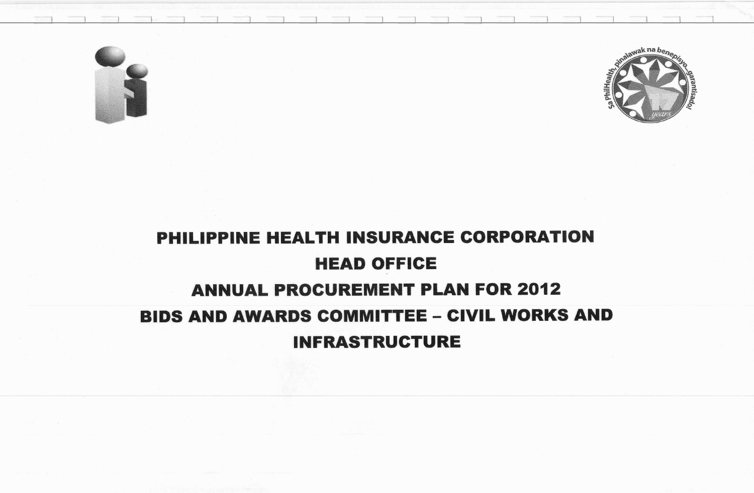# PHILIPPINE HEALTH INSURANCE CORPORATION

## HEAD OFFICE

## ANNUAL PROCUREMENT PLAN FOR 2012

## BIDS AND AWARDS COMMITTEE – CIVIL WORKS AND INFRASTRUCTURE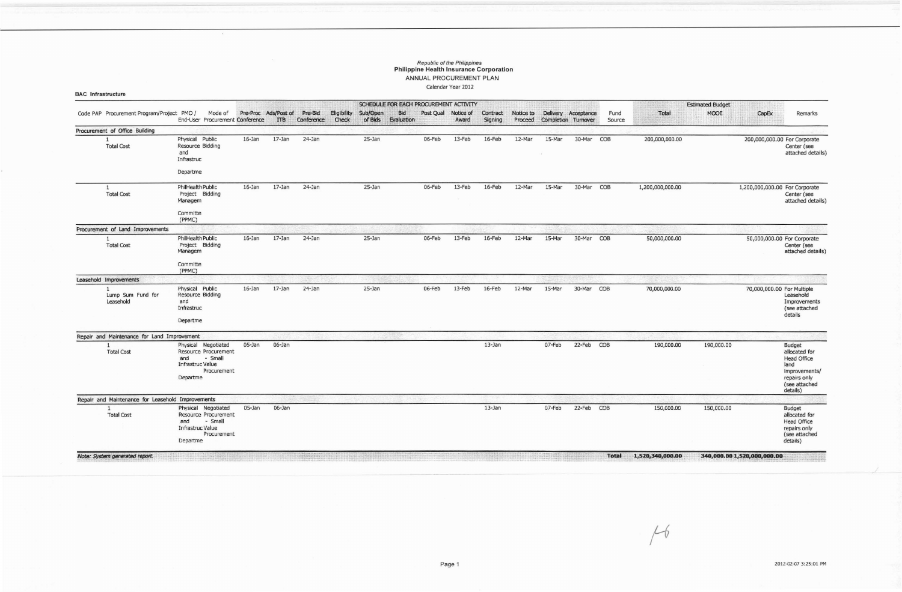Republic of the Philippines
**Philippine Health Insurance Corporation**
ANNUAL PROCUREMENT PLAN
Calendar Year 2012

**BAC Infrastructure**

| Code PAP | Procurement Program/Project | PMO / End-User | Mode of Procurement | Pre-Proc Conference | Ads/Post of ITB | Pre-Bid Conference | Eligibility Check | Sub/Open of Bids | Bid Evaluation | Post Qual | Notice of Award | Contract Signing | Notice to Proceed | Delivery Completion | Acceptance Turnover | Fund Source | Total | MOOE | CapEx | Remarks |
|---|---|---|---|---|---|---|---|---|---|---|---|---|---|---|---|---|---|---|---|---|
| | | | | SCHEDULE FOR EACH PROCUREMENT ACTIVITY | | | | | | | | | | | | | Estimated Budget | | | |
| **Procurement of Office Building** | | | | | | | | | | | | | | | | | | | | |
| 1 | Total Cost | Physical Resource and Infrastruc Departme | Public Bidding | 16-Jan | 17-Jan | 24-Jan | | 25-Jan | | 06-Feb | 13-Feb | 16-Feb | 12-Mar | 15-Mar | 30-Mar | COB | 200,000,000.00 | | 200,000,000.00 | For Corporate Center (see attached details) |
| 1 | Total Cost | PhilHealth Project Managem Committe (PPMC) | Public Bidding | 16-Jan | 17-Jan | 24-Jan | | 25-Jan | | 06-Feb | 13-Feb | 16-Feb | 12-Mar | 15-Mar | 30-Mar | COB | 1,200,000,000.00 | | 1,200,000,000.00 | For Corporate Center (see attached details) |
| **Procurement of Land Improvements** | | | | | | | | | | | | | | | | | | | | |
| 1 | Total Cost | PhilHealth Project Managem Committe (PPMC) | Public Bidding | 16-Jan | 17-Jan | 24-Jan | | 25-Jan | | 06-Feb | 13-Feb | 16-Feb | 12-Mar | 15-Mar | 30-Mar | COB | 50,000,000.00 | | 50,000,000.00 | For Corporate Center (see attached details) |
| **Leasehold Improvements** | | | | | | | | | | | | | | | | | | | | |
| 1 | Lump Sum Fund for Leasehold | Physical Resource and Infrastruc Departme | Public Bidding | 16-Jan | 17-Jan | 24-Jan | | 25-Jan | | 06-Feb | 13-Feb | 16-Feb | 12-Mar | 15-Mar | 30-Mar | COB | 70,000,000.00 | | 70,000,000.00 | For Multiple Leasehold Improvements (see attached details |
| **Repair and Maintenance for Land Improvement** | | | | | | | | | | | | | | | | | | | | |
| 1 | Total Cost | Physical Resource and Infrastruc Departme | Negotiated Procurement - Small Value Procurement | 05-Jan | 06-Jan | | | | | | | 13-Jan | | 07-Feb | 22-Feb | COB | 190,000.00 | 190,000.00 | | Budget allocated for Head Office land improvements/ repairs only (see attached details) |
| **Repair and Maintenance for Leasehold Improvements** | | | | | | | | | | | | | | | | | | | | |
| 1 | Total Cost | Physical Resource and Infrastruc Departme | Negotiated Procurement - Small Value Procurement | 05-Jan | 06-Jan | | | | | | | 13-Jan | | 07-Feb | 22-Feb | COB | 150,000.00 | 150,000.00 | | Budget allocated for Head Office repairs only (see attached details) |
| *Note: System generated report.* | | | | | | | | | | | | | | | | **Total** | **1,520,340,000.00** | **340,000.00** | **1,520,000,000.00** | |

2012-02-07 3:25:01 PM